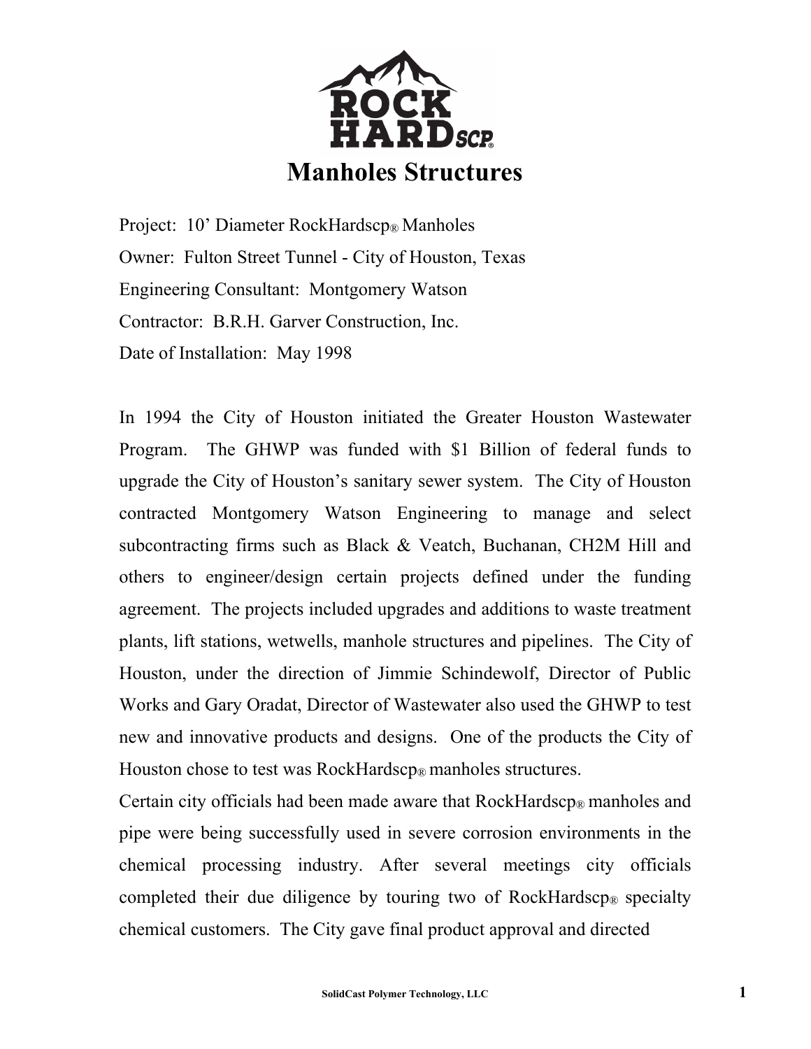# Manholes Structures

Project: 10' Diameter RockHardscp® Manholes

Owner: Fulton Street Tunnel - City of Houston, Texas

Engineering Consultant: Montgomery Watson

Contractor: B.R.H. Garver Construction, Inc.

Date of Installation: May 1998

In 1994 the City of Houston initiated the Greater Houston Wastewater Program. The GHWP was funded with $1 Billion of federal funds to upgrade the City of Houston's sanitary sewer system. The City of Houston contracted Montgomery Watson Engineering to manage and select subcontracting firms such as Black & Veatch, Buchanan, CH2M Hill and others to engineer/design certain projects defined under the funding agreement. The projects included upgrades and additions to waste treatment plants, lift stations, wetwells, manhole structures and pipelines. The City of Houston, under the direction of Jimmie Schindewolf, Director of Public Works and Gary Oradat, Director of Wastewater also used the GHWP to test new and innovative products and designs. One of the products the City of Houston chose to test was RockHardscp® manholes structures.

Certain city officials had been made aware that RockHardscp® manholes and pipe were being successfully used in severe corrosion environments in the chemical processing industry. After several meetings city officials completed their due diligence by touring two of RockHardscp® specialty chemical customers. The City gave final product approval and directed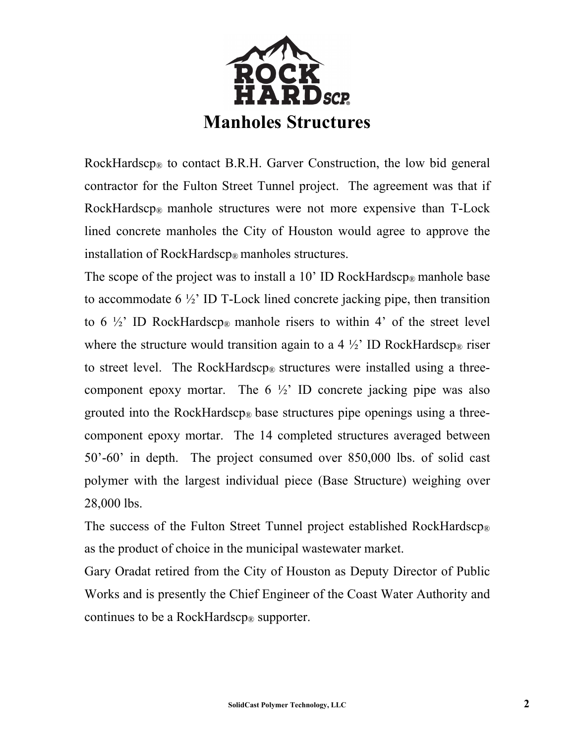# Manholes Structures

RockHardscp® to contact B.R.H. Garver Construction, the low bid general contractor for the Fulton Street Tunnel project. The agreement was that if RockHardscp® manhole structures were not more expensive than T-Lock lined concrete manholes the City of Houston would agree to approve the installation of RockHardscp® manholes structures.

The scope of the project was to install a 10' ID RockHardscp® manhole base to accommodate 6 ½' ID T-Lock lined concrete jacking pipe, then transition to 6 ½' ID RockHardscp® manhole risers to within 4' of the street level where the structure would transition again to a 4 ½' ID RockHardscp® riser to street level. The RockHardscp® structures were installed using a three-component epoxy mortar. The 6 ½' ID concrete jacking pipe was also grouted into the RockHardscp® base structures pipe openings using a three-component epoxy mortar. The 14 completed structures averaged between 50'-60' in depth. The project consumed over 850,000 lbs. of solid cast polymer with the largest individual piece (Base Structure) weighing over 28,000 lbs.

The success of the Fulton Street Tunnel project established RockHardscp® as the product of choice in the municipal wastewater market.

Gary Oradat retired from the City of Houston as Deputy Director of Public Works and is presently the Chief Engineer of the Coast Water Authority and continues to be a RockHardscp® supporter.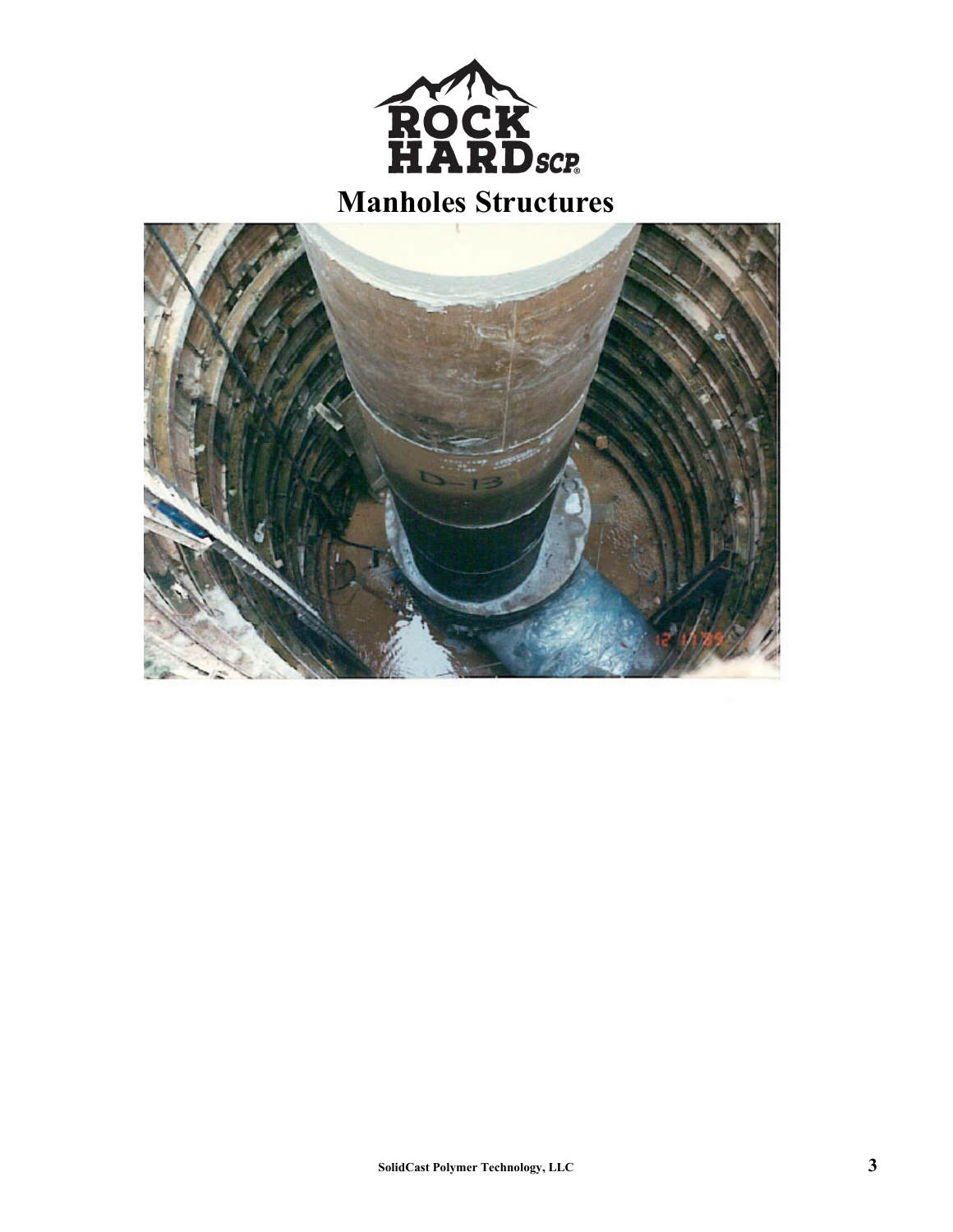# Manholes Structures